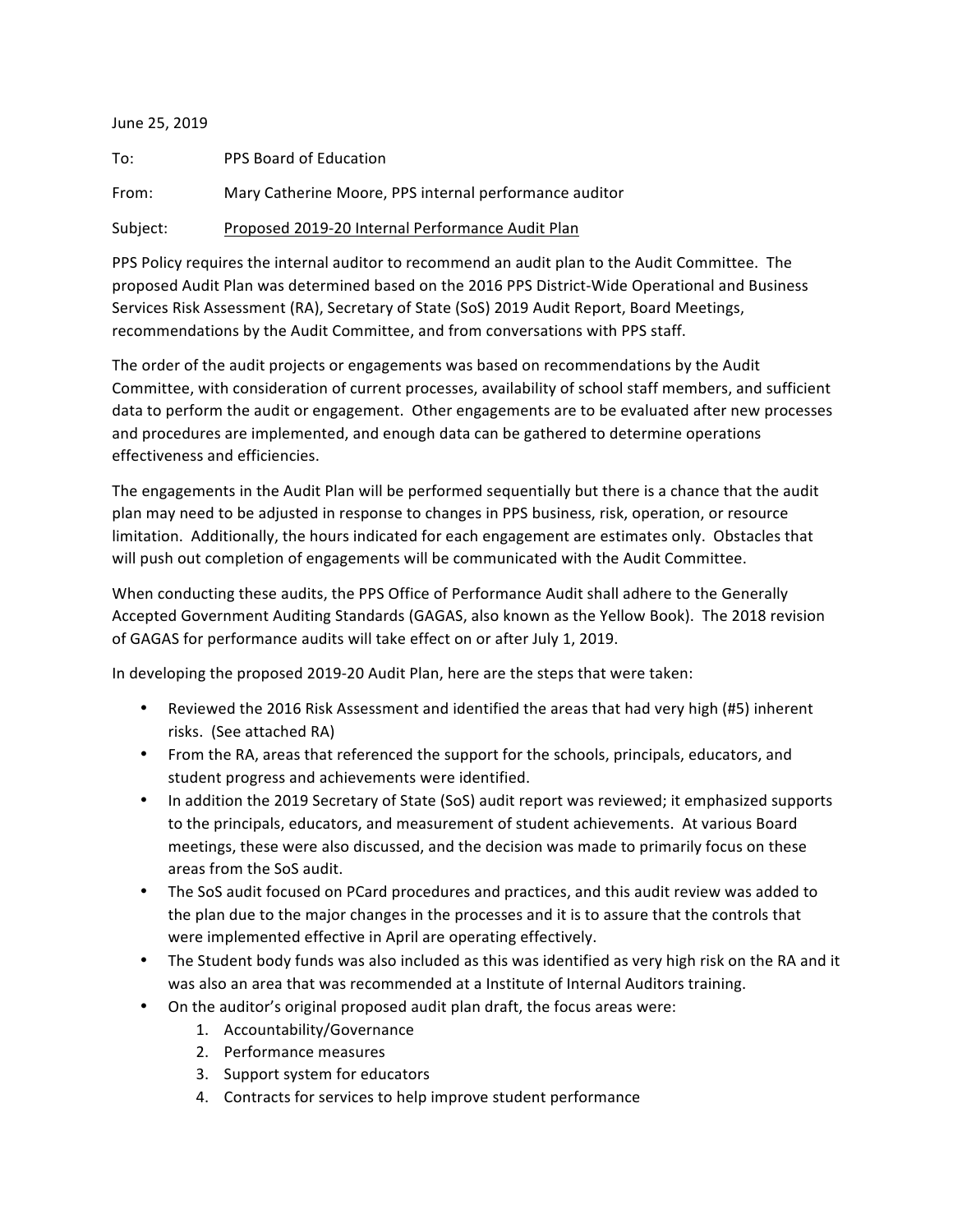June 25, 2019

To: PPS Board of Education

From: Mary Catherine Moore, PPS internal performance auditor

Subject: Proposed 2019-20 Internal Performance Audit Plan

PPS Policy requires the internal auditor to recommend an audit plan to the Audit Committee. The proposed Audit Plan was determined based on the 2016 PPS District-Wide Operational and Business Services Risk Assessment (RA), Secretary of State (SoS) 2019 Audit Report, Board Meetings, recommendations by the Audit Committee, and from conversations with PPS staff.

The order of the audit projects or engagements was based on recommendations by the Audit Committee, with consideration of current processes, availability of school staff members, and sufficient data to perform the audit or engagement. Other engagements are to be evaluated after new processes and procedures are implemented, and enough data can be gathered to determine operations effectiveness and efficiencies.

The engagements in the Audit Plan will be performed sequentially but there is a chance that the audit plan may need to be adjusted in response to changes in PPS business, risk, operation, or resource limitation. Additionally, the hours indicated for each engagement are estimates only. Obstacles that will push out completion of engagements will be communicated with the Audit Committee.

When conducting these audits, the PPS Office of Performance Audit shall adhere to the Generally Accepted Government Auditing Standards (GAGAS, also known as the Yellow Book). The 2018 revision of GAGAS for performance audits will take effect on or after July 1, 2019.

In developing the proposed 2019-20 Audit Plan, here are the steps that were taken:

- Reviewed the 2016 Risk Assessment and identified the areas that had very high (#5) inherent risks. (See attached RA)
- From the RA, areas that referenced the support for the schools, principals, educators, and student progress and achievements were identified.
- In addition the 2019 Secretary of State (SoS) audit report was reviewed; it emphasized supports to the principals, educators, and measurement of student achievements. At various Board meetings, these were also discussed, and the decision was made to primarily focus on these areas from the SoS audit.
- The SoS audit focused on PCard procedures and practices, and this audit review was added to the plan due to the major changes in the processes and it is to assure that the controls that were implemented effective in April are operating effectively.
- The Student body funds was also included as this was identified as very high risk on the RA and it was also an area that was recommended at a Institute of Internal Auditors training.
- On the auditor's original proposed audit plan draft, the focus areas were:
    1. Accountability/Governance
    2. Performance measures
    3. Support system for educators
    4. Contracts for services to help improve student performance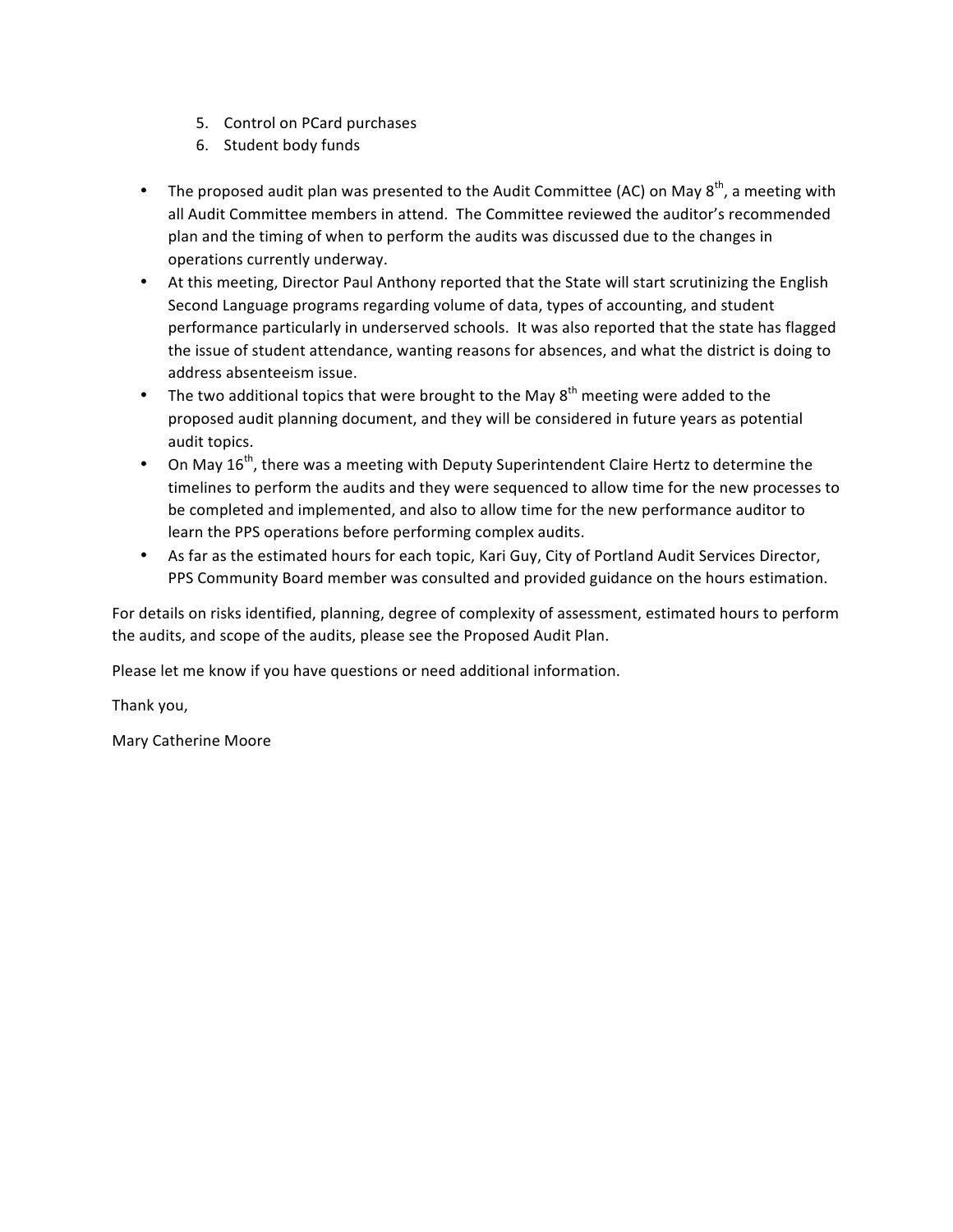5. Control on PCard purchases
6. Student body funds

- The proposed audit plan was presented to the Audit Committee (AC) on May 8th, a meeting with all Audit Committee members in attend. The Committee reviewed the auditor's recommended plan and the timing of when to perform the audits was discussed due to the changes in operations currently underway.
- At this meeting, Director Paul Anthony reported that the State will start scrutinizing the English Second Language programs regarding volume of data, types of accounting, and student performance particularly in underserved schools. It was also reported that the state has flagged the issue of student attendance, wanting reasons for absences, and what the district is doing to address absenteeism issue.
- The two additional topics that were brought to the May 8th meeting were added to the proposed audit planning document, and they will be considered in future years as potential audit topics.
- On May 16th, there was a meeting with Deputy Superintendent Claire Hertz to determine the timelines to perform the audits and they were sequenced to allow time for the new processes to be completed and implemented, and also to allow time for the new performance auditor to learn the PPS operations before performing complex audits.
- As far as the estimated hours for each topic, Kari Guy, City of Portland Audit Services Director, PPS Community Board member was consulted and provided guidance on the hours estimation.

For details on risks identified, planning, degree of complexity of assessment, estimated hours to perform the audits, and scope of the audits, please see the Proposed Audit Plan.

Please let me know if you have questions or need additional information.

Thank you,

Mary Catherine Moore